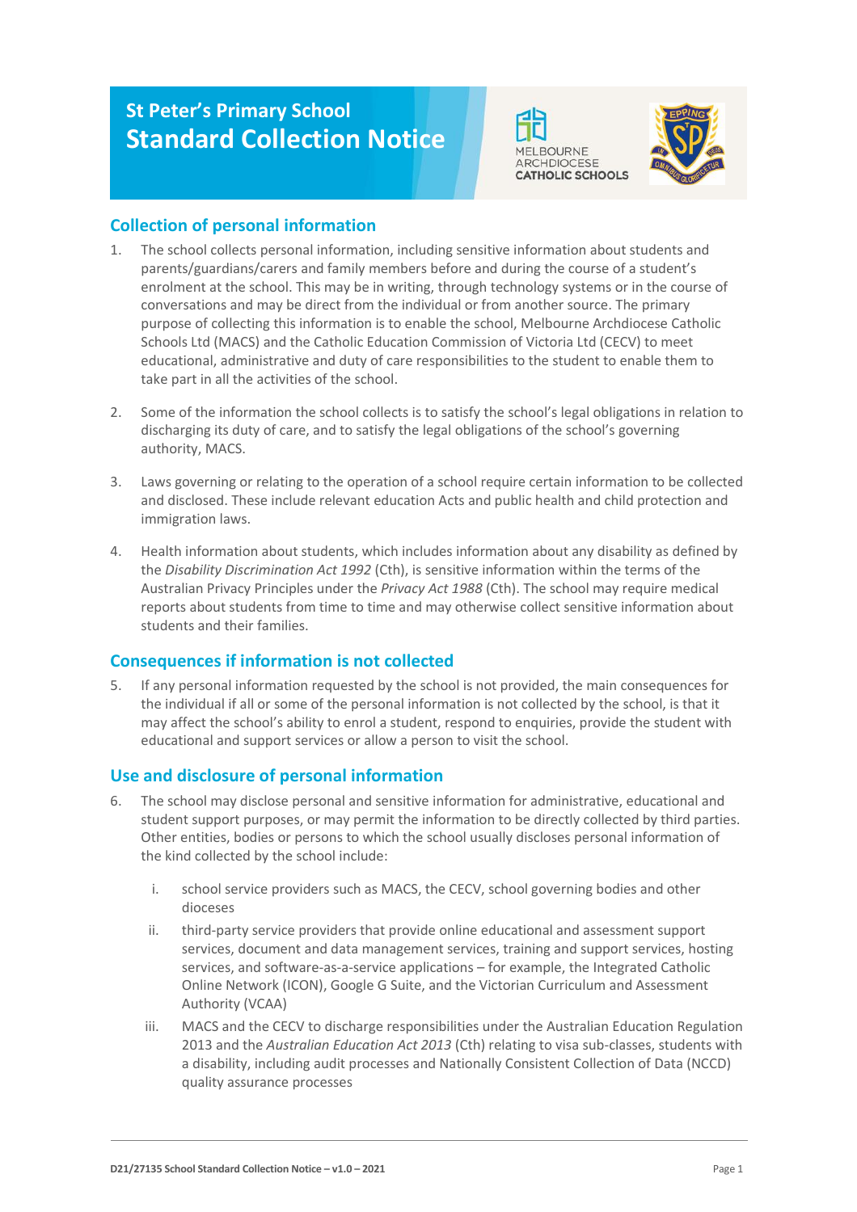# St Peter's Primary School
# Standard Collection Notice

MELBOURNE ARCHDIOCESE CATHOLIC SCHOOLS

## Collection of personal information

1. The school collects personal information, including sensitive information about students and parents/guardians/carers and family members before and during the course of a student's enrolment at the school. This may be in writing, through technology systems or in the course of conversations and may be direct from the individual or from another source. The primary purpose of collecting this information is to enable the school, Melbourne Archdiocese Catholic Schools Ltd (MACS) and the Catholic Education Commission of Victoria Ltd (CECV) to meet educational, administrative and duty of care responsibilities to the student to enable them to take part in all the activities of the school.

2. Some of the information the school collects is to satisfy the school's legal obligations in relation to discharging its duty of care, and to satisfy the legal obligations of the school's governing authority, MACS.

3. Laws governing or relating to the operation of a school require certain information to be collected and disclosed. These include relevant education Acts and public health and child protection and immigration laws.

4. Health information about students, which includes information about any disability as defined by the *Disability Discrimination Act 1992* (Cth), is sensitive information within the terms of the Australian Privacy Principles under the *Privacy Act 1988* (Cth). The school may require medical reports about students from time to time and may otherwise collect sensitive information about students and their families.

## Consequences if information is not collected

5. If any personal information requested by the school is not provided, the main consequences for the individual if all or some of the personal information is not collected by the school, is that it may affect the school's ability to enrol a student, respond to enquiries, provide the student with educational and support services or allow a person to visit the school.

## Use and disclosure of personal information

6. The school may disclose personal and sensitive information for administrative, educational and student support purposes, or may permit the information to be directly collected by third parties. Other entities, bodies or persons to which the school usually discloses personal information of the kind collected by the school include:

   i. school service providers such as MACS, the CECV, school governing bodies and other dioceses

   ii. third-party service providers that provide online educational and assessment support services, document and data management services, training and support services, hosting services, and software-as-a-service applications – for example, the Integrated Catholic Online Network (ICON), Google G Suite, and the Victorian Curriculum and Assessment Authority (VCAA)

   iii. MACS and the CECV to discharge responsibilities under the Australian Education Regulation 2013 and the *Australian Education Act 2013* (Cth) relating to visa sub-classes, students with a disability, including audit processes and Nationally Consistent Collection of Data (NCCD) quality assurance processes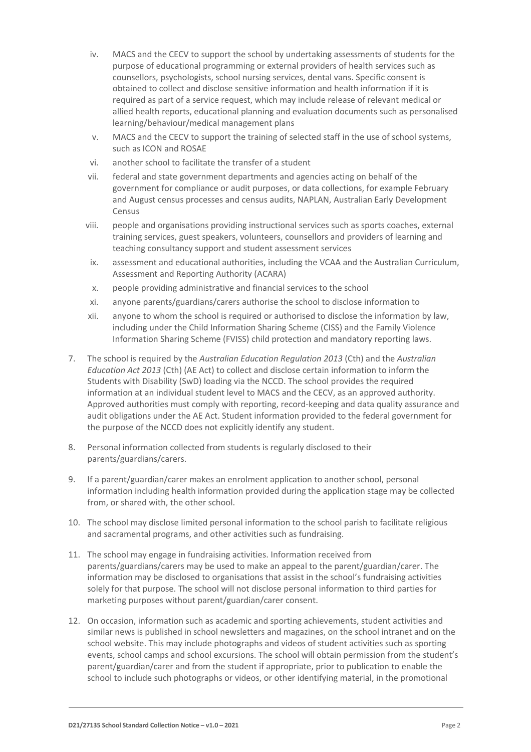iv. MACS and the CECV to support the school by undertaking assessments of students for the purpose of educational programming or external providers of health services such as counsellors, psychologists, school nursing services, dental vans. Specific consent is obtained to collect and disclose sensitive information and health information if it is required as part of a service request, which may include release of relevant medical or allied health reports, educational planning and evaluation documents such as personalised learning/behaviour/medical management plans

v. MACS and the CECV to support the training of selected staff in the use of school systems, such as ICON and ROSAE

vi. another school to facilitate the transfer of a student

vii. federal and state government departments and agencies acting on behalf of the government for compliance or audit purposes, or data collections, for example February and August census processes and census audits, NAPLAN, Australian Early Development Census

viii. people and organisations providing instructional services such as sports coaches, external training services, guest speakers, volunteers, counsellors and providers of learning and teaching consultancy support and student assessment services

ix. assessment and educational authorities, including the VCAA and the Australian Curriculum, Assessment and Reporting Authority (ACARA)

x. people providing administrative and financial services to the school

xi. anyone parents/guardians/carers authorise the school to disclose information to

xii. anyone to whom the school is required or authorised to disclose the information by law, including under the Child Information Sharing Scheme (CISS) and the Family Violence Information Sharing Scheme (FVISS) child protection and mandatory reporting laws.

7. The school is required by the *Australian Education Regulation 2013* (Cth) and the *Australian Education Act 2013* (Cth) (AE Act) to collect and disclose certain information to inform the Students with Disability (SwD) loading via the NCCD. The school provides the required information at an individual student level to MACS and the CECV, as an approved authority. Approved authorities must comply with reporting, record-keeping and data quality assurance and audit obligations under the AE Act. Student information provided to the federal government for the purpose of the NCCD does not explicitly identify any student.

8. Personal information collected from students is regularly disclosed to their parents/guardians/carers.

9. If a parent/guardian/carer makes an enrolment application to another school, personal information including health information provided during the application stage may be collected from, or shared with, the other school.

10. The school may disclose limited personal information to the school parish to facilitate religious and sacramental programs, and other activities such as fundraising.

11. The school may engage in fundraising activities. Information received from parents/guardians/carers may be used to make an appeal to the parent/guardian/carer. The information may be disclosed to organisations that assist in the school's fundraising activities solely for that purpose. The school will not disclose personal information to third parties for marketing purposes without parent/guardian/carer consent.

12. On occasion, information such as academic and sporting achievements, student activities and similar news is published in school newsletters and magazines, on the school intranet and on the school website. This may include photographs and videos of student activities such as sporting events, school camps and school excursions. The school will obtain permission from the student's parent/guardian/carer and from the student if appropriate, prior to publication to enable the school to include such photographs or videos, or other identifying material, in the promotional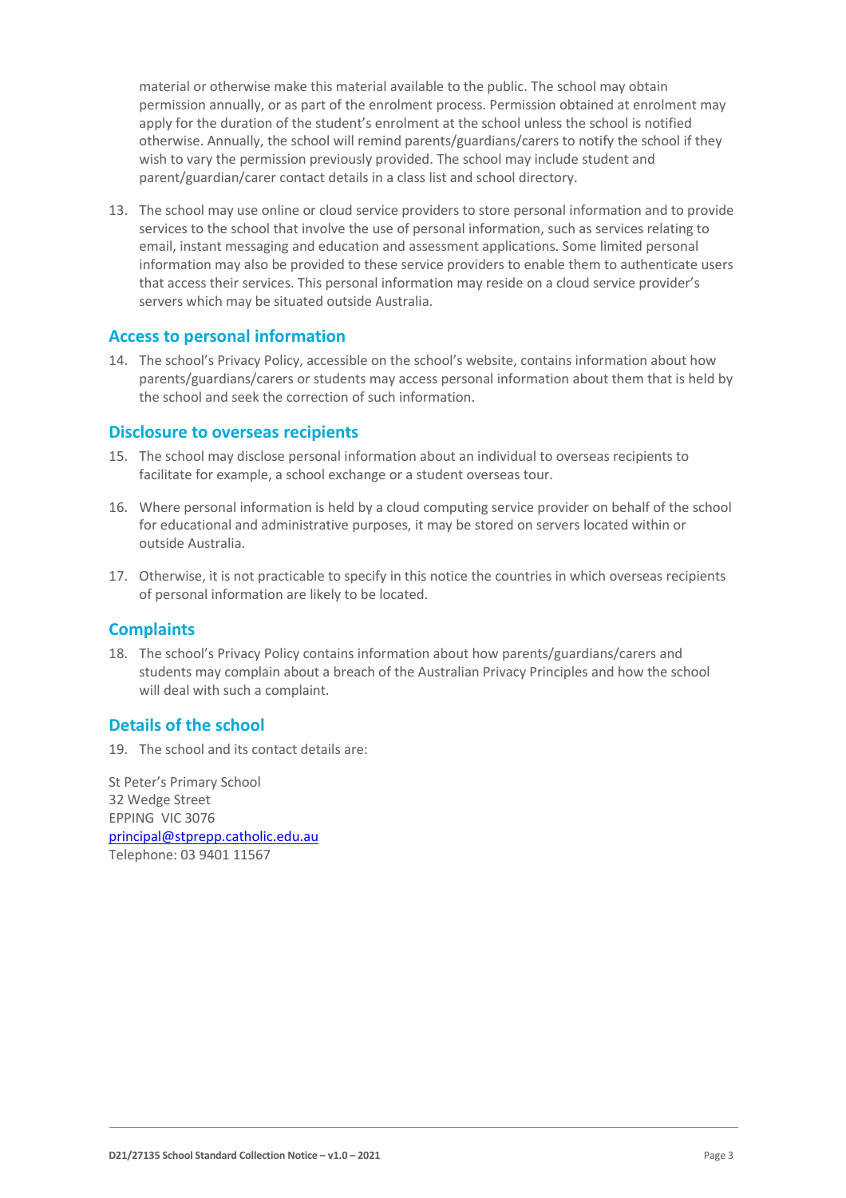material or otherwise make this material available to the public. The school may obtain permission annually, or as part of the enrolment process. Permission obtained at enrolment may apply for the duration of the student's enrolment at the school unless the school is notified otherwise. Annually, the school will remind parents/guardians/carers to notify the school if they wish to vary the permission previously provided. The school may include student and parent/guardian/carer contact details in a class list and school directory.

13. The school may use online or cloud service providers to store personal information and to provide services to the school that involve the use of personal information, such as services relating to email, instant messaging and education and assessment applications. Some limited personal information may also be provided to these service providers to enable them to authenticate users that access their services. This personal information may reside on a cloud service provider's servers which may be situated outside Australia.

## Access to personal information

14. The school's Privacy Policy, accessible on the school's website, contains information about how parents/guardians/carers or students may access personal information about them that is held by the school and seek the correction of such information.

## Disclosure to overseas recipients

15. The school may disclose personal information about an individual to overseas recipients to facilitate for example, a school exchange or a student overseas tour.

16. Where personal information is held by a cloud computing service provider on behalf of the school for educational and administrative purposes, it may be stored on servers located within or outside Australia.

17. Otherwise, it is not practicable to specify in this notice the countries in which overseas recipients of personal information are likely to be located.

## Complaints

18. The school's Privacy Policy contains information about how parents/guardians/carers and students may complain about a breach of the Australian Privacy Principles and how the school will deal with such a complaint.

## Details of the school

19. The school and its contact details are:

St Peter's Primary School
32 Wedge Street
EPPING VIC 3076
principal@stprepp.catholic.edu.au
Telephone: 03 9401 11567